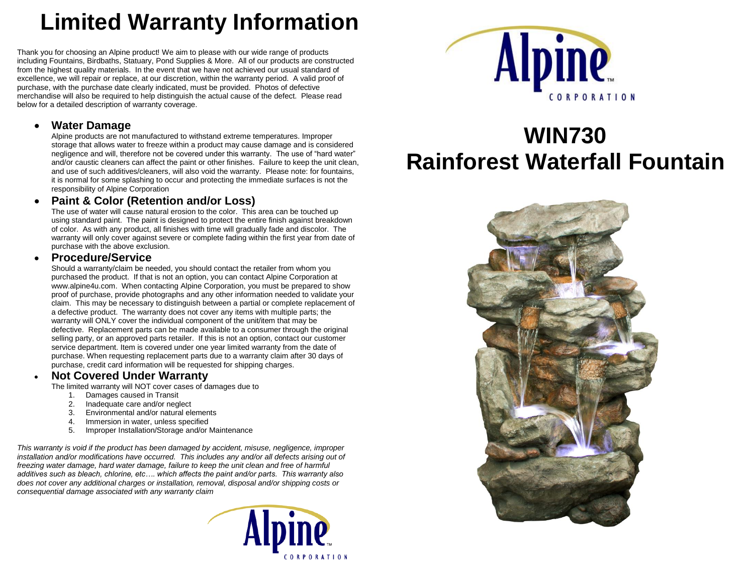# Limited Warranty Information

Thank you for choosing an Alpine product! We aim to please with our wide range of products including Fountains, Birdbaths, Statuary, Pond Supplies & More. All of our products are constructed from the highest quality materials. In the event that we have not achieved our usual standard of excellence, we will repair or replace, at our discretion, within the warranty period. A valid proof of purchase, with the purchase date clearly indicated, must be provided. Photos of defective merchandise will also be required to help distinguish the actual cause of the defect. Please read below for a detailed description of warranty coverage.

- **Water Damage**
  Alpine products are not manufactured to withstand extreme temperatures. Improper storage that allows water to freeze within a product may cause damage and is considered negligence and will, therefore not be covered under this warranty. The use of "hard water" and/or caustic cleaners can affect the paint or other finishes. Failure to keep the unit clean, and use of such additives/cleaners, will also void the warranty. Please note: for fountains, it is normal for some splashing to occur and protecting the immediate surfaces is not the responsibility of Alpine Corporation

- **Paint & Color (Retention and/or Loss)**
  The use of water will cause natural erosion to the color. This area can be touched up using standard paint. The paint is designed to protect the entire finish against breakdown of color. As with any product, all finishes with time will gradually fade and discolor. The warranty will only cover against severe or complete fading within the first year from date of purchase with the above exclusion.

- **Procedure/Service**
  Should a warranty/claim be needed, you should contact the retailer from whom you purchased the product. If that is not an option, you can contact Alpine Corporation at www.alpine4u.com. When contacting Alpine Corporation, you must be prepared to show proof of purchase, provide photographs and any other information needed to validate your claim. This may be necessary to distinguish between a partial or complete replacement of a defective product. The warranty does not cover any items with multiple parts; the warranty will ONLY cover the individual component of the unit/item that may be defective. Replacement parts can be made available to a consumer through the original selling party, or an approved parts retailer. If this is not an option, contact our customer service department. Item is covered under one year limited warranty from the date of purchase. When requesting replacement parts due to a warranty claim after 30 days of purchase, credit card information will be requested for shipping charges.

- **Not Covered Under Warranty**
  The limited warranty will NOT cover cases of damages due to
  1. Damages caused in Transit
  2. Inadequate care and/or neglect
  3. Environmental and/or natural elements
  4. Immersion in water, unless specified
  5. Improper Installation/Storage and/or Maintenance

*This warranty is void if the product has been damaged by accident, misuse, negligence, improper installation and/or modifications have occurred. This includes any and/or all defects arising out of freezing water damage, hard water damage, failure to keep the unit clean and free of harmful additives such as bleach, chlorine, etc…. which affects the paint and/or parts. This warranty also does not cover any additional charges or installation, removal, disposal and/or shipping costs or consequential damage associated with any warranty claim*

Alpine™ CORPORATION

Alpine™ CORPORATION

# WIN730
# Rainforest Waterfall Fountain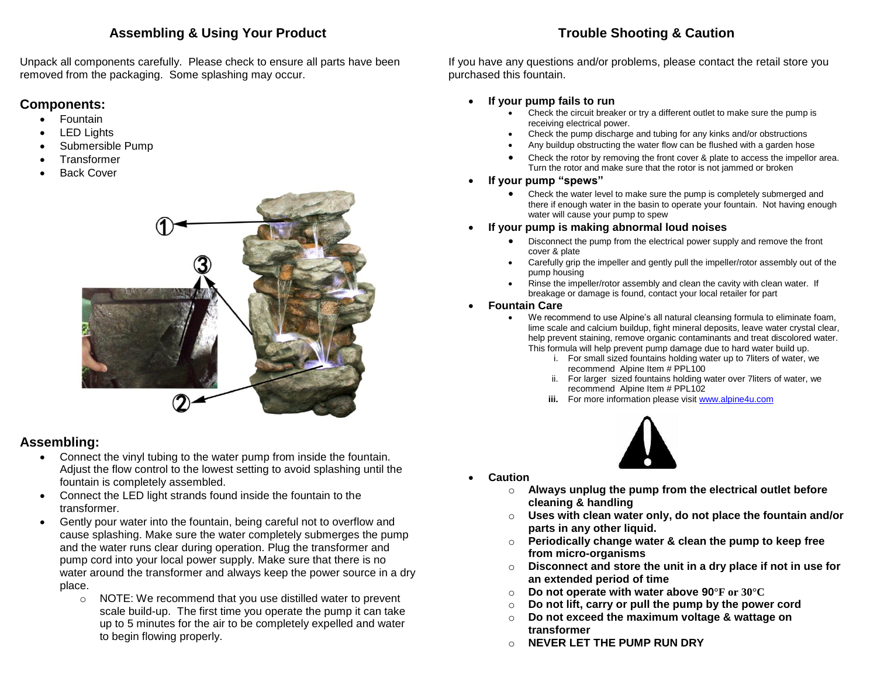## Assembling & Using Your Product

Unpack all components carefully. Please check to ensure all parts have been removed from the packaging. Some splashing may occur.

### Components:

- Fountain
- LED Lights
- Submersible Pump
- Transformer
- Back Cover

①

③

②

### Assembling:

- Connect the vinyl tubing to the water pump from inside the fountain. Adjust the flow control to the lowest setting to avoid splashing until the fountain is completely assembled.
- Connect the LED light strands found inside the fountain to the transformer.
- Gently pour water into the fountain, being careful not to overflow and cause splashing. Make sure the water completely submerges the pump and the water runs clear during operation. Plug the transformer and pump cord into your local power supply. Make sure that there is no water around the transformer and always keep the power source in a dry place.
    - NOTE: We recommend that you use distilled water to prevent scale build-up. The first time you operate the pump it can take up to 5 minutes for the air to be completely expelled and water to begin flowing properly.

## Trouble Shooting & Caution

If you have any questions and/or problems, please contact the retail store you purchased this fountain.

- **If your pump fails to run**
    - Check the circuit breaker or try a different outlet to make sure the pump is receiving electrical power.
    - Check the pump discharge and tubing for any kinks and/or obstructions
    - Any buildup obstructing the water flow can be flushed with a garden hose
    - Check the rotor by removing the front cover & plate to access the impellor area. Turn the rotor and make sure that the rotor is not jammed or broken
- **If your pump "spews"**
    - Check the water level to make sure the pump is completely submerged and there if enough water in the basin to operate your fountain. Not having enough water will cause your pump to spew
- **If your pump is making abnormal loud noises**
    - Disconnect the pump from the electrical power supply and remove the front cover & plate
    - Carefully grip the impeller and gently pull the impeller/rotor assembly out of the pump housing
    - Rinse the impeller/rotor assembly and clean the cavity with clean water. If breakage or damage is found, contact your local retailer for part
- **Fountain Care**
    - We recommend to use Alpine's all natural cleansing formula to eliminate foam, lime scale and calcium buildup, fight mineral deposits, leave water crystal clear, help prevent staining, remove organic contaminants and treat discolored water. This formula will help prevent pump damage due to hard water build up.
        1. For small sized fountains holding water up to 7liters of water, we recommend Alpine Item # PPL100
        2. For larger sized fountains holding water over 7liters of water, we recommend Alpine Item # PPL102
        3. For more information please visit www.alpine4u.com

- **Caution**
    - **Always unplug the pump from the electrical outlet before cleaning & handling**
    - **Uses with clean water only, do not place the fountain and/or parts in any other liquid.**
    - **Periodically change water & clean the pump to keep free from micro-organisms**
    - **Disconnect and store the unit in a dry place if not in use for an extended period of time**
    - **Do not operate with water above 90°F or 30°C**
    - **Do not lift, carry or pull the pump by the power cord**
    - **Do not exceed the maximum voltage & wattage on transformer**
    - **NEVER LET THE PUMP RUN DRY**